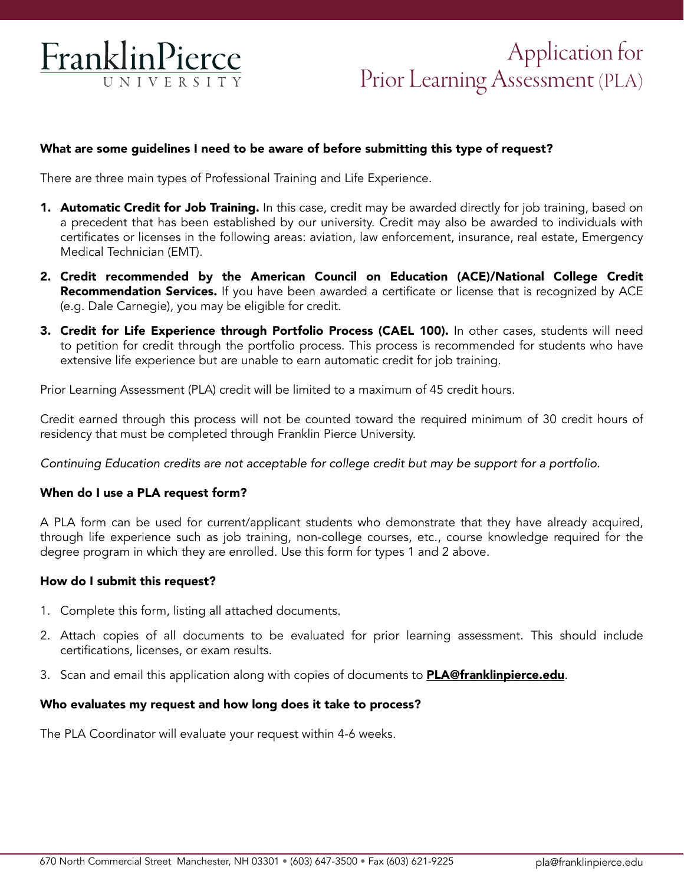# Franklin Pierce University

# Application for Prior Learning Assessment (PLA)

### What are some guidelines I need to be aware of before submitting this type of request?

There are three main types of Professional Training and Life Experience.

1. **Automatic Credit for Job Training.** In this case, credit may be awarded directly for job training, based on a precedent that has been established by our university. Credit may also be awarded to individuals with certificates or licenses in the following areas: aviation, law enforcement, insurance, real estate, Emergency Medical Technician (EMT).
2. **Credit recommended by the American Council on Education (ACE)/National College Credit Recommendation Services.** If you have been awarded a certificate or license that is recognized by ACE (e.g. Dale Carnegie), you may be eligible for credit.
3. **Credit for Life Experience through Portfolio Process (CAEL 100).** In other cases, students will need to petition for credit through the portfolio process. This process is recommended for students who have extensive life experience but are unable to earn automatic credit for job training.

Prior Learning Assessment (PLA) credit will be limited to a maximum of 45 credit hours.

Credit earned through this process will not be counted toward the required minimum of 30 credit hours of residency that must be completed through Franklin Pierce University.

*Continuing Education credits are not acceptable for college credit but may be support for a portfolio.*

### When do I use a PLA request form?

A PLA form can be used for current/applicant students who demonstrate that they have already acquired, through life experience such as job training, non-college courses, etc., course knowledge required for the degree program in which they are enrolled. Use this form for types 1 and 2 above.

### How do I submit this request?

1. Complete this form, listing all attached documents.
2. Attach copies of all documents to be evaluated for prior learning assessment. This should include certifications, licenses, or exam results.
3. Scan and email this application along with copies of documents to **PLA@franklinpierce.edu**.

### Who evaluates my request and how long does it take to process?

The PLA Coordinator will evaluate your request within 4-6 weeks.

670 North Commercial Street Manchester, NH 03301 • (603) 647-3500 • Fax (603) 621-9225 pla@franklinpierce.edu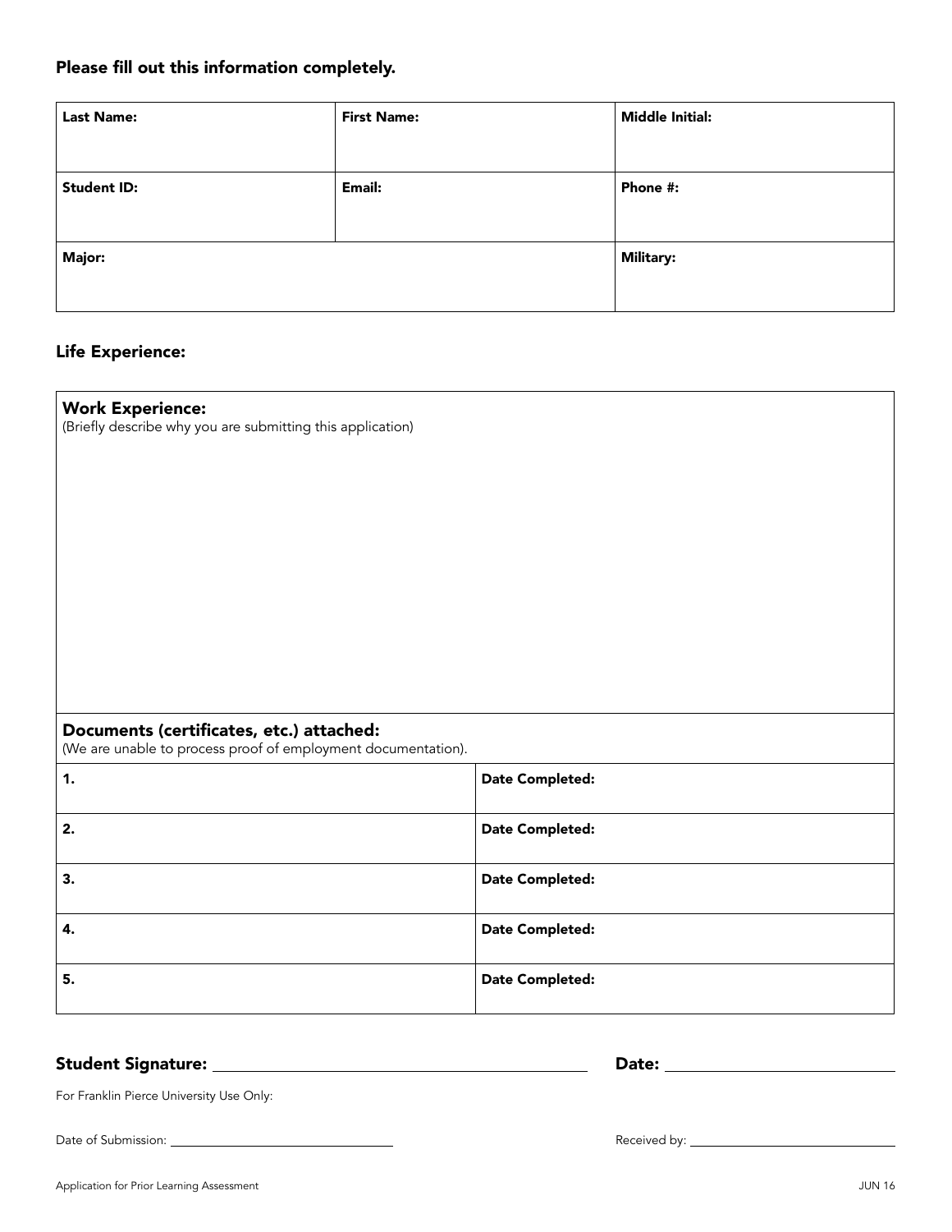**Please fill out this information completely.**

| | | |
|---|---|---|
| **Last Name:** | **First Name:** | **Middle Initial:** |
| **Student ID:** | **Email:** | **Phone #:** |
| **Major:** | | **Military:** |

### Life Experience:

**Work Experience:**
(Briefly describe why you are submitting this application)

**Documents (certificates, etc.) attached:**
(We are unable to process proof of employment documentation).

| | |
|---|---|
| **1.** | **Date Completed:** |
| **2.** | **Date Completed:** |
| **3.** | **Date Completed:** |
| **4.** | **Date Completed:** |
| **5.** | **Date Completed:** |

**Student Signature:** ______________________________ **Date:** ____________________

For Franklin Pierce University Use Only:

Date of Submission: ____________________ Received by: ____________________

Application for Prior Learning Assessment JUN 16